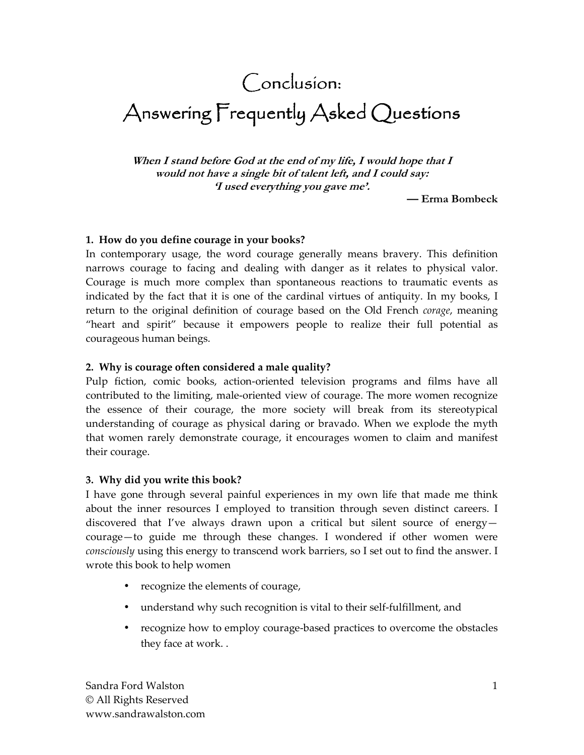# Conclusion:
# Answering Frequently Asked Questions

> ***When I stand before God at the end of my life, I would hope that I would not have a single bit of talent left, and I could say: 'I used everything you gave me'.***
>
> **— Erma Bombeck**

**1. How do you define courage in your books?**

In contemporary usage, the word courage generally means bravery. This definition narrows courage to facing and dealing with danger as it relates to physical valor. Courage is much more complex than spontaneous reactions to traumatic events as indicated by the fact that it is one of the cardinal virtues of antiquity. In my books, I return to the original definition of courage based on the Old French *corage*, meaning "heart and spirit" because it empowers people to realize their full potential as courageous human beings.

**2. Why is courage often considered a male quality?**

Pulp fiction, comic books, action-oriented television programs and films have all contributed to the limiting, male-oriented view of courage. The more women recognize the essence of their courage, the more society will break from its stereotypical understanding of courage as physical daring or bravado. When we explode the myth that women rarely demonstrate courage, it encourages women to claim and manifest their courage.

**3. Why did you write this book?**

I have gone through several painful experiences in my own life that made me think about the inner resources I employed to transition through seven distinct careers. I discovered that I've always drawn upon a critical but silent source of energy—courage—to guide me through these changes. I wondered if other women were *consciously* using this energy to transcend work barriers, so I set out to find the answer. I wrote this book to help women

- recognize the elements of courage,
- understand why such recognition is vital to their self-fulfillment, and
- recognize how to employ courage-based practices to overcome the obstacles they face at work. .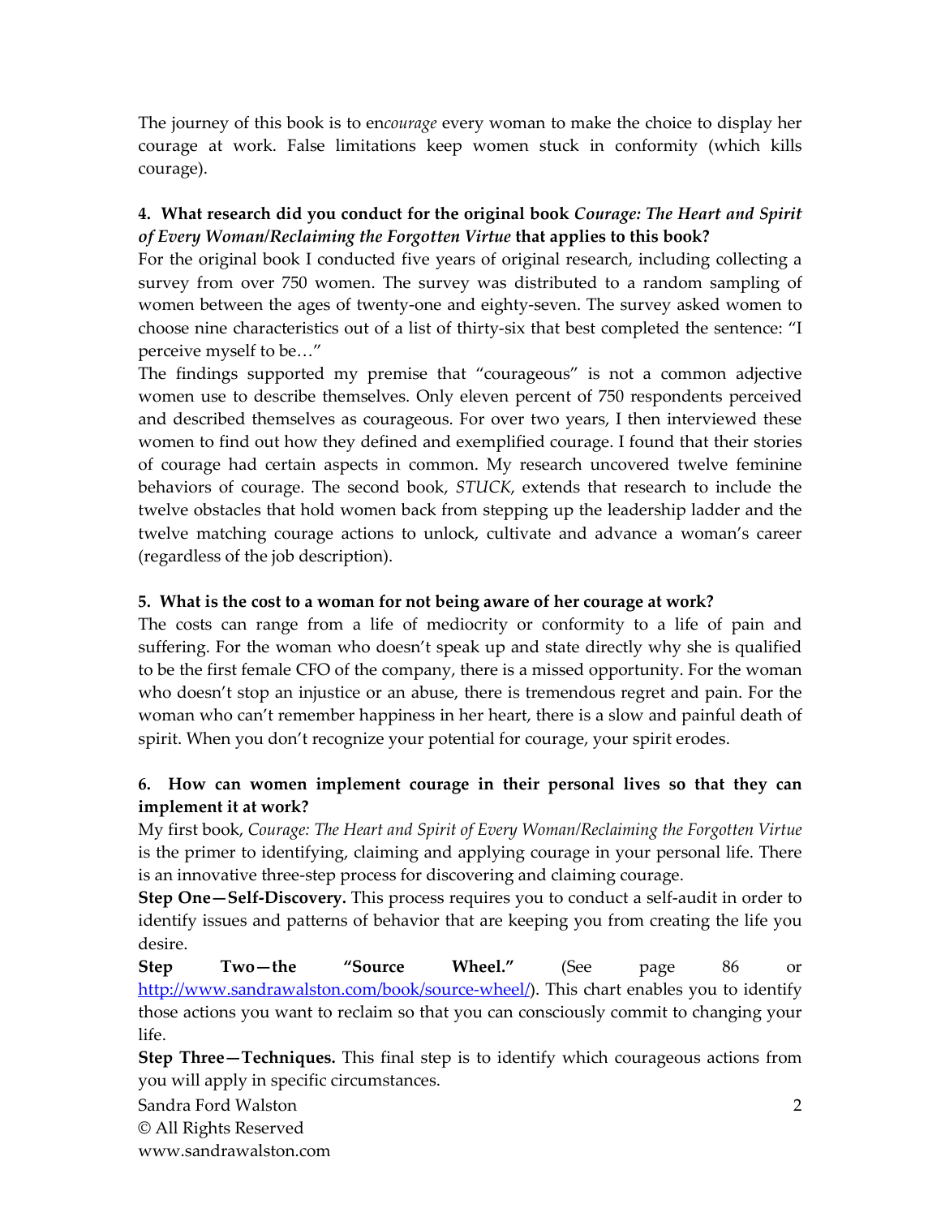The journey of this book is to en*courage* every woman to make the choice to display her courage at work. False limitations keep women stuck in conformity (which kills courage).

**4. What research did you conduct for the original book *Courage: The Heart and Spirit of Every Woman/Reclaiming the Forgotten Virtue* that applies to this book?**

For the original book I conducted five years of original research, including collecting a survey from over 750 women. The survey was distributed to a random sampling of women between the ages of twenty-one and eighty-seven. The survey asked women to choose nine characteristics out of a list of thirty-six that best completed the sentence: "I perceive myself to be…"

The findings supported my premise that "courageous" is not a common adjective women use to describe themselves. Only eleven percent of 750 respondents perceived and described themselves as courageous. For over two years, I then interviewed these women to find out how they defined and exemplified courage. I found that their stories of courage had certain aspects in common. My research uncovered twelve feminine behaviors of courage. The second book, *STUCK*, extends that research to include the twelve obstacles that hold women back from stepping up the leadership ladder and the twelve matching courage actions to unlock, cultivate and advance a woman's career (regardless of the job description).

**5. What is the cost to a woman for not being aware of her courage at work?**

The costs can range from a life of mediocrity or conformity to a life of pain and suffering. For the woman who doesn't speak up and state directly why she is qualified to be the first female CFO of the company, there is a missed opportunity. For the woman who doesn't stop an injustice or an abuse, there is tremendous regret and pain. For the woman who can't remember happiness in her heart, there is a slow and painful death of spirit. When you don't recognize your potential for courage, your spirit erodes.

**6. How can women implement courage in their personal lives so that they can implement it at work?**

My first book, *Courage: The Heart and Spirit of Every Woman/Reclaiming the Forgotten Virtue* is the primer to identifying, claiming and applying courage in your personal life. There is an innovative three-step process for discovering and claiming courage.

**Step One—Self-Discovery.** This process requires you to conduct a self-audit in order to identify issues and patterns of behavior that are keeping you from creating the life you desire.

**Step Two—the "Source Wheel."** (See page 86 or http://www.sandrawalston.com/book/source-wheel/). This chart enables you to identify those actions you want to reclaim so that you can consciously commit to changing your life.

**Step Three—Techniques.** This final step is to identify which courageous actions from you will apply in specific circumstances.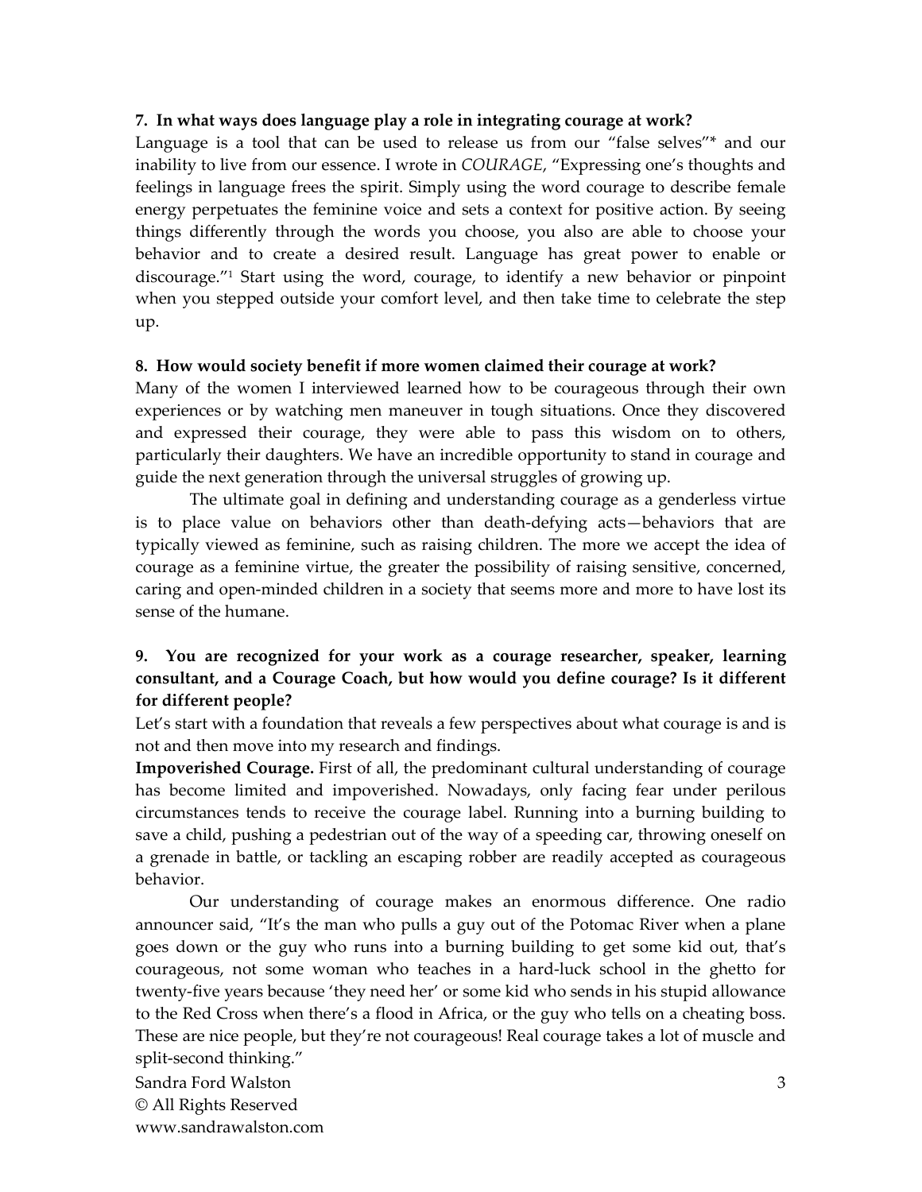**7. In what ways does language play a role in integrating courage at work?**

Language is a tool that can be used to release us from our "false selves"* and our inability to live from our essence. I wrote in *COURAGE*, "Expressing one's thoughts and feelings in language frees the spirit. Simply using the word courage to describe female energy perpetuates the feminine voice and sets a context for positive action. By seeing things differently through the words you choose, you also are able to choose your behavior and to create a desired result. Language has great power to enable or discourage."[1] Start using the word, courage, to identify a new behavior or pinpoint when you stepped outside your comfort level, and then take time to celebrate the step up.

**8. How would society benefit if more women claimed their courage at work?**

Many of the women I interviewed learned how to be courageous through their own experiences or by watching men maneuver in tough situations. Once they discovered and expressed their courage, they were able to pass this wisdom on to others, particularly their daughters. We have an incredible opportunity to stand in courage and guide the next generation through the universal struggles of growing up.

The ultimate goal in defining and understanding courage as a genderless virtue is to place value on behaviors other than death-defying acts—behaviors that are typically viewed as feminine, such as raising children. The more we accept the idea of courage as a feminine virtue, the greater the possibility of raising sensitive, concerned, caring and open-minded children in a society that seems more and more to have lost its sense of the humane.

**9. You are recognized for your work as a courage researcher, speaker, learning consultant, and a Courage Coach, but how would you define courage? Is it different for different people?**

Let's start with a foundation that reveals a few perspectives about what courage is and is not and then move into my research and findings.

**Impoverished Courage.** First of all, the predominant cultural understanding of courage has become limited and impoverished. Nowadays, only facing fear under perilous circumstances tends to receive the courage label. Running into a burning building to save a child, pushing a pedestrian out of the way of a speeding car, throwing oneself on a grenade in battle, or tackling an escaping robber are readily accepted as courageous behavior.

Our understanding of courage makes an enormous difference. One radio announcer said, "It's the man who pulls a guy out of the Potomac River when a plane goes down or the guy who runs into a burning building to get some kid out, that's courageous, not some woman who teaches in a hard-luck school in the ghetto for twenty-five years because 'they need her' or some kid who sends in his stupid allowance to the Red Cross when there's a flood in Africa, or the guy who tells on a cheating boss. These are nice people, but they're not courageous! Real courage takes a lot of muscle and split-second thinking."

Sandra Ford Walston
© All Rights Reserved
www.sandrawalston.com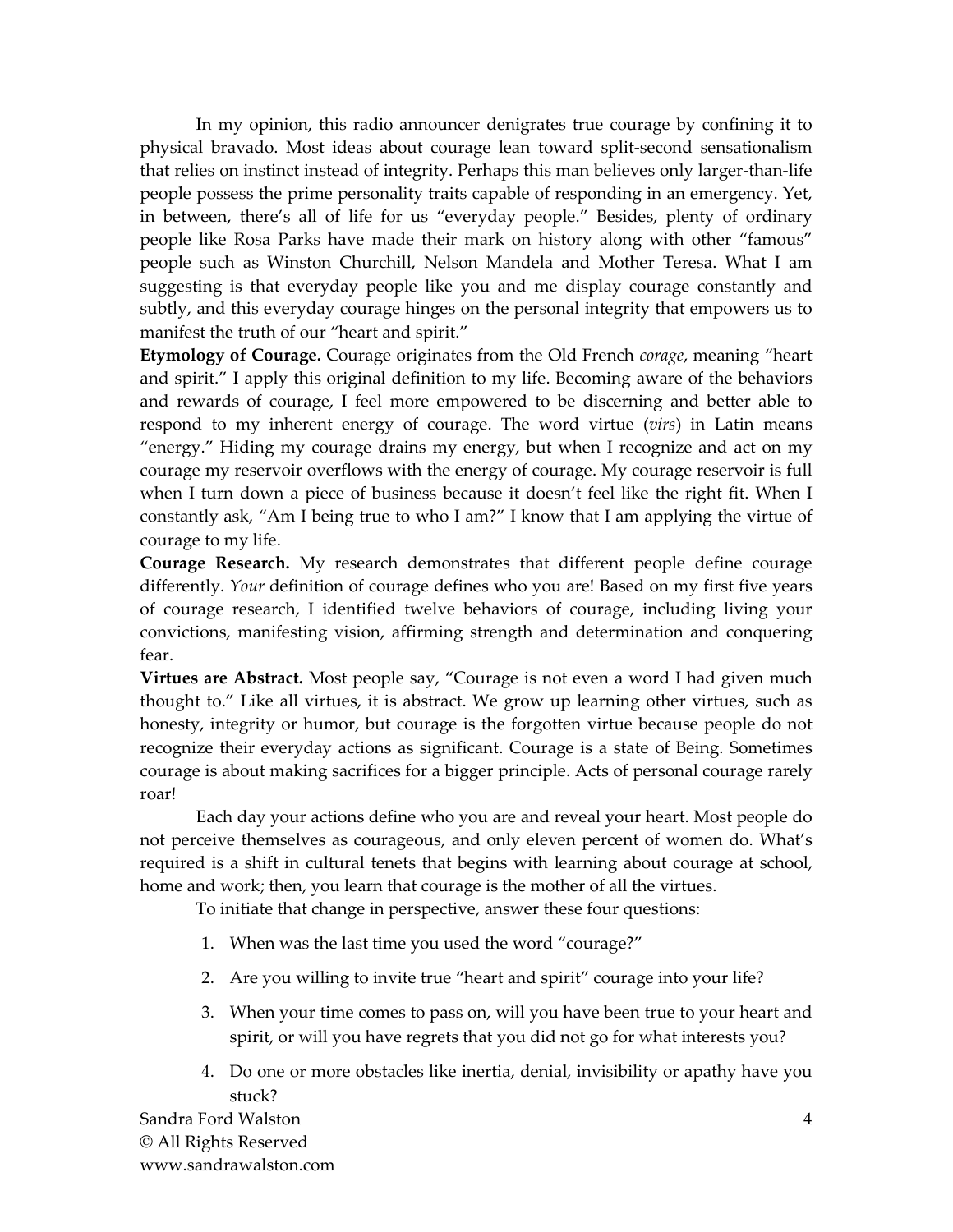In my opinion, this radio announcer denigrates true courage by confining it to physical bravado. Most ideas about courage lean toward split-second sensationalism that relies on instinct instead of integrity. Perhaps this man believes only larger-than-life people possess the prime personality traits capable of responding in an emergency. Yet, in between, there's all of life for us "everyday people." Besides, plenty of ordinary people like Rosa Parks have made their mark on history along with other "famous" people such as Winston Churchill, Nelson Mandela and Mother Teresa. What I am suggesting is that everyday people like you and me display courage constantly and subtly, and this everyday courage hinges on the personal integrity that empowers us to manifest the truth of our "heart and spirit."

**Etymology of Courage.** Courage originates from the Old French *corage*, meaning "heart and spirit." I apply this original definition to my life. Becoming aware of the behaviors and rewards of courage, I feel more empowered to be discerning and better able to respond to my inherent energy of courage. The word virtue (*virs*) in Latin means "energy." Hiding my courage drains my energy, but when I recognize and act on my courage my reservoir overflows with the energy of courage. My courage reservoir is full when I turn down a piece of business because it doesn't feel like the right fit. When I constantly ask, "Am I being true to who I am?" I know that I am applying the virtue of courage to my life.

**Courage Research.** My research demonstrates that different people define courage differently. *Your* definition of courage defines who you are! Based on my first five years of courage research, I identified twelve behaviors of courage, including living your convictions, manifesting vision, affirming strength and determination and conquering fear.

**Virtues are Abstract.** Most people say, "Courage is not even a word I had given much thought to." Like all virtues, it is abstract. We grow up learning other virtues, such as honesty, integrity or humor, but courage is the forgotten virtue because people do not recognize their everyday actions as significant. Courage is a state of Being. Sometimes courage is about making sacrifices for a bigger principle. Acts of personal courage rarely roar!

Each day your actions define who you are and reveal your heart. Most people do not perceive themselves as courageous, and only eleven percent of women do. What's required is a shift in cultural tenets that begins with learning about courage at school, home and work; then, you learn that courage is the mother of all the virtues.

To initiate that change in perspective, answer these four questions:

1. When was the last time you used the word "courage?"
2. Are you willing to invite true "heart and spirit" courage into your life?
3. When your time comes to pass on, will you have been true to your heart and spirit, or will you have regrets that you did not go for what interests you?
4. Do one or more obstacles like inertia, denial, invisibility or apathy have you stuck?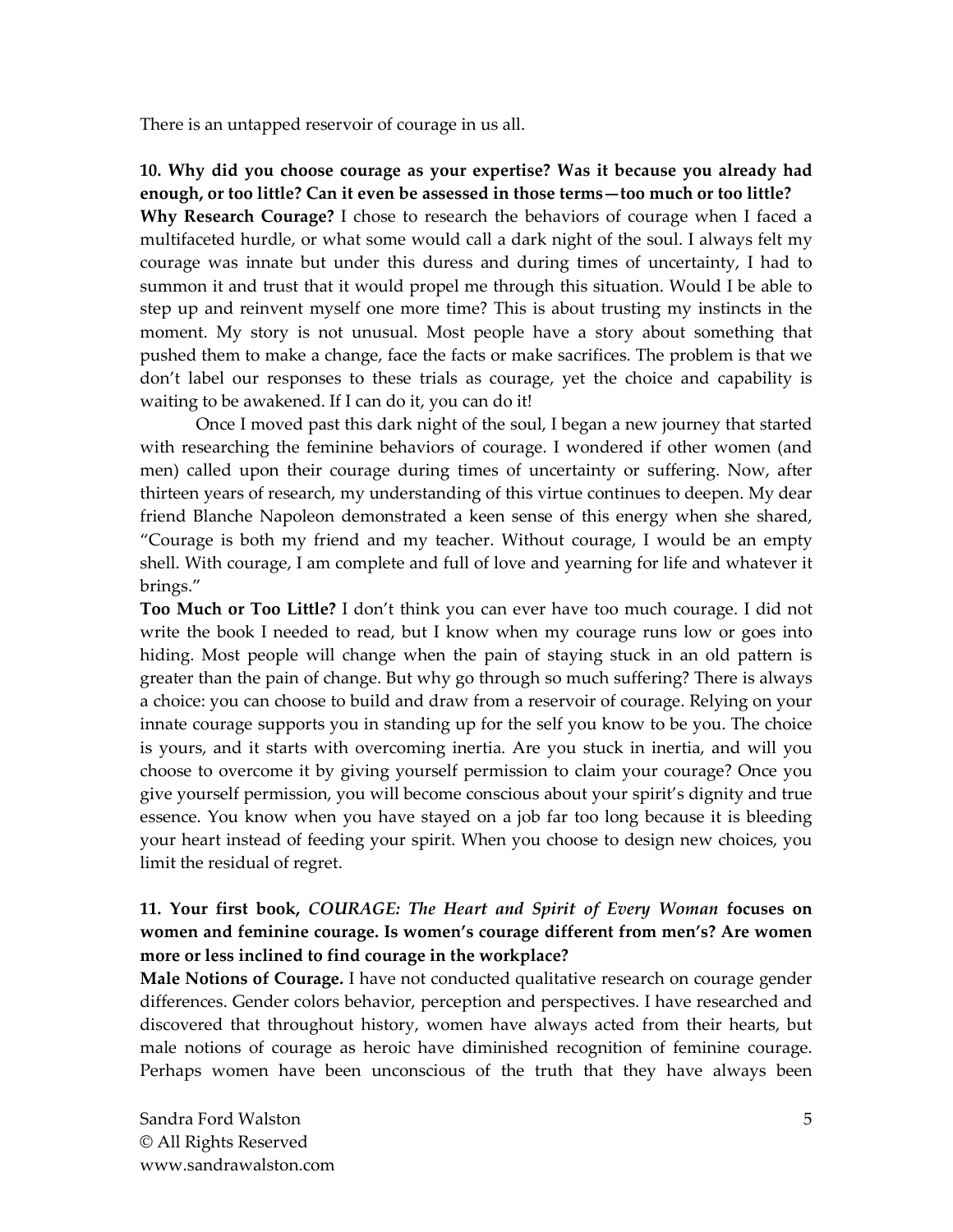There is an untapped reservoir of courage in us all.

**10. Why did you choose courage as your expertise? Was it because you already had enough, or too little? Can it even be assessed in those terms—too much or too little?**

**Why Research Courage?** I chose to research the behaviors of courage when I faced a multifaceted hurdle, or what some would call a dark night of the soul. I always felt my courage was innate but under this duress and during times of uncertainty, I had to summon it and trust that it would propel me through this situation. Would I be able to step up and reinvent myself one more time? This is about trusting my instincts in the moment. My story is not unusual. Most people have a story about something that pushed them to make a change, face the facts or make sacrifices. The problem is that we don't label our responses to these trials as courage, yet the choice and capability is waiting to be awakened. If I can do it, you can do it!

Once I moved past this dark night of the soul, I began a new journey that started with researching the feminine behaviors of courage. I wondered if other women (and men) called upon their courage during times of uncertainty or suffering. Now, after thirteen years of research, my understanding of this virtue continues to deepen. My dear friend Blanche Napoleon demonstrated a keen sense of this energy when she shared, "Courage is both my friend and my teacher. Without courage, I would be an empty shell. With courage, I am complete and full of love and yearning for life and whatever it brings."

**Too Much or Too Little?** I don't think you can ever have too much courage. I did not write the book I needed to read, but I know when my courage runs low or goes into hiding. Most people will change when the pain of staying stuck in an old pattern is greater than the pain of change. But why go through so much suffering? There is always a choice: you can choose to build and draw from a reservoir of courage. Relying on your innate courage supports you in standing up for the self you know to be you. The choice is yours, and it starts with overcoming inertia. Are you stuck in inertia, and will you choose to overcome it by giving yourself permission to claim your courage? Once you give yourself permission, you will become conscious about your spirit's dignity and true essence. You know when you have stayed on a job far too long because it is bleeding your heart instead of feeding your spirit. When you choose to design new choices, you limit the residual of regret.

**11. Your first book, *COURAGE: The Heart and Spirit of Every Woman* focuses on women and feminine courage. Is women's courage different from men's? Are women more or less inclined to find courage in the workplace?**

**Male Notions of Courage.** I have not conducted qualitative research on courage gender differences. Gender colors behavior, perception and perspectives. I have researched and discovered that throughout history, women have always acted from their hearts, but male notions of courage as heroic have diminished recognition of feminine courage. Perhaps women have been unconscious of the truth that they have always been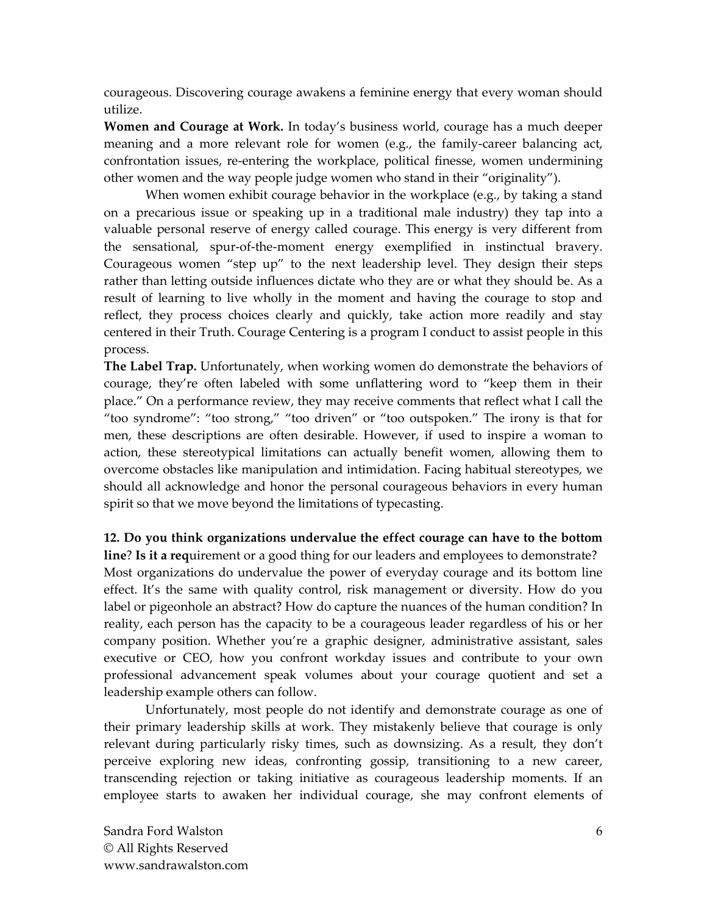courageous. Discovering courage awakens a feminine energy that every woman should utilize.

**Women and Courage at Work.** In today's business world, courage has a much deeper meaning and a more relevant role for women (e.g., the family-career balancing act, confrontation issues, re-entering the workplace, political finesse, women undermining other women and the way people judge women who stand in their "originality").

When women exhibit courage behavior in the workplace (e.g., by taking a stand on a precarious issue or speaking up in a traditional male industry) they tap into a valuable personal reserve of energy called courage. This energy is very different from the sensational, spur-of-the-moment energy exemplified in instinctual bravery. Courageous women "step up" to the next leadership level. They design their steps rather than letting outside influences dictate who they are or what they should be. As a result of learning to live wholly in the moment and having the courage to stop and reflect, they process choices clearly and quickly, take action more readily and stay centered in their Truth. Courage Centering is a program I conduct to assist people in this process.

**The Label Trap.** Unfortunately, when working women do demonstrate the behaviors of courage, they're often labeled with some unflattering word to "keep them in their place." On a performance review, they may receive comments that reflect what I call the "too syndrome": "too strong," "too driven" or "too outspoken." The irony is that for men, these descriptions are often desirable. However, if used to inspire a woman to action, these stereotypical limitations can actually benefit women, allowing them to overcome obstacles like manipulation and intimidation. Facing habitual stereotypes, we should all acknowledge and honor the personal courageous behaviors in every human spirit so that we move beyond the limitations of typecasting.

**12. Do you think organizations undervalue the effect courage can have to the bottom line**? **Is it a req**uirement or a good thing for our leaders and employees to demonstrate?

Most organizations do undervalue the power of everyday courage and its bottom line effect. It's the same with quality control, risk management or diversity. How do you label or pigeonhole an abstract? How do capture the nuances of the human condition? In reality, each person has the capacity to be a courageous leader regardless of his or her company position. Whether you're a graphic designer, administrative assistant, sales executive or CEO, how you confront workday issues and contribute to your own professional advancement speak volumes about your courage quotient and set a leadership example others can follow.

Unfortunately, most people do not identify and demonstrate courage as one of their primary leadership skills at work. They mistakenly believe that courage is only relevant during particularly risky times, such as downsizing. As a result, they don't perceive exploring new ideas, confronting gossip, transitioning to a new career, transcending rejection or taking initiative as courageous leadership moments. If an employee starts to awaken her individual courage, she may confront elements of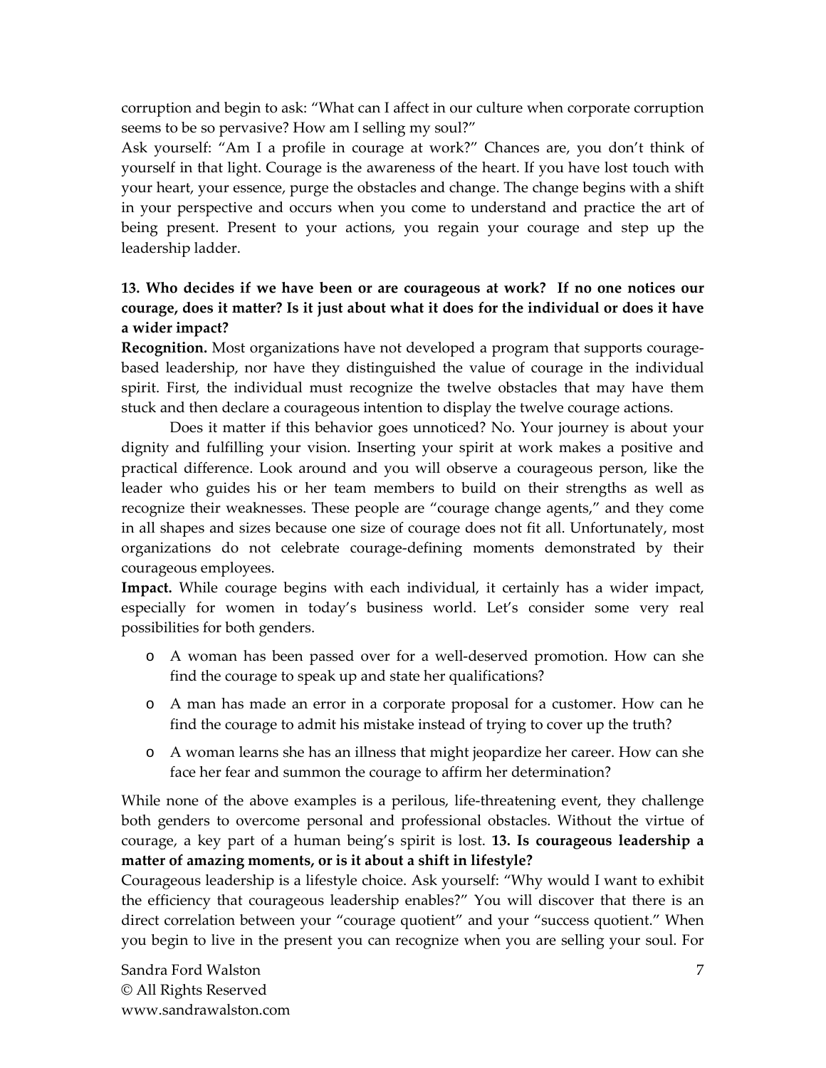corruption and begin to ask: "What can I affect in our culture when corporate corruption seems to be so pervasive? How am I selling my soul?"

Ask yourself: "Am I a profile in courage at work?" Chances are, you don't think of yourself in that light. Courage is the awareness of the heart. If you have lost touch with your heart, your essence, purge the obstacles and change. The change begins with a shift in your perspective and occurs when you come to understand and practice the art of being present. Present to your actions, you regain your courage and step up the leadership ladder.

**13. Who decides if we have been or are courageous at work? If no one notices our courage, does it matter? Is it just about what it does for the individual or does it have a wider impact?**

**Recognition.** Most organizations have not developed a program that supports courage-based leadership, nor have they distinguished the value of courage in the individual spirit. First, the individual must recognize the twelve obstacles that may have them stuck and then declare a courageous intention to display the twelve courage actions.

Does it matter if this behavior goes unnoticed? No. Your journey is about your dignity and fulfilling your vision. Inserting your spirit at work makes a positive and practical difference. Look around and you will observe a courageous person, like the leader who guides his or her team members to build on their strengths as well as recognize their weaknesses. These people are "courage change agents," and they come in all shapes and sizes because one size of courage does not fit all. Unfortunately, most organizations do not celebrate courage-defining moments demonstrated by their courageous employees.

**Impact.** While courage begins with each individual, it certainly has a wider impact, especially for women in today's business world. Let's consider some very real possibilities for both genders.

- A woman has been passed over for a well-deserved promotion. How can she find the courage to speak up and state her qualifications?
- A man has made an error in a corporate proposal for a customer. How can he find the courage to admit his mistake instead of trying to cover up the truth?
- A woman learns she has an illness that might jeopardize her career. How can she face her fear and summon the courage to affirm her determination?

While none of the above examples is a perilous, life-threatening event, they challenge both genders to overcome personal and professional obstacles. Without the virtue of courage, a key part of a human being's spirit is lost. **13. Is courageous leadership a matter of amazing moments, or is it about a shift in lifestyle?**

Courageous leadership is a lifestyle choice. Ask yourself: "Why would I want to exhibit the efficiency that courageous leadership enables?" You will discover that there is an direct correlation between your "courage quotient" and your "success quotient." When you begin to live in the present you can recognize when you are selling your soul. For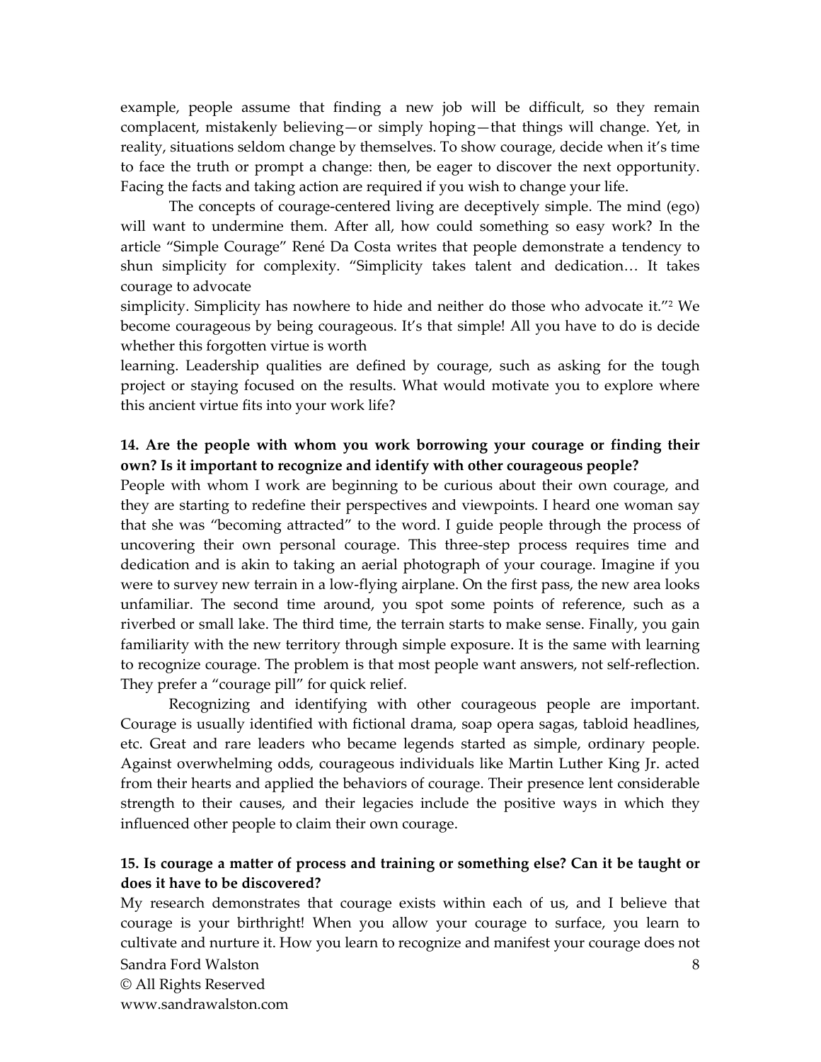example, people assume that finding a new job will be difficult, so they remain complacent, mistakenly believing—or simply hoping—that things will change. Yet, in reality, situations seldom change by themselves. To show courage, decide when it's time to face the truth or prompt a change: then, be eager to discover the next opportunity. Facing the facts and taking action are required if you wish to change your life.

The concepts of courage-centered living are deceptively simple. The mind (ego) will want to undermine them. After all, how could something so easy work? In the article "Simple Courage" René Da Costa writes that people demonstrate a tendency to shun simplicity for complexity. "Simplicity takes talent and dedication… It takes courage to advocate simplicity. Simplicity has nowhere to hide and neither do those who advocate it."[2] We become courageous by being courageous. It's that simple! All you have to do is decide whether this forgotten virtue is worth learning. Leadership qualities are defined by courage, such as asking for the tough project or staying focused on the results. What would motivate you to explore where this ancient virtue fits into your work life?

**14. Are the people with whom you work borrowing your courage or finding their own? Is it important to recognize and identify with other courageous people?**

People with whom I work are beginning to be curious about their own courage, and they are starting to redefine their perspectives and viewpoints. I heard one woman say that she was "becoming attracted" to the word. I guide people through the process of uncovering their own personal courage. This three-step process requires time and dedication and is akin to taking an aerial photograph of your courage. Imagine if you were to survey new terrain in a low-flying airplane. On the first pass, the new area looks unfamiliar. The second time around, you spot some points of reference, such as a riverbed or small lake. The third time, the terrain starts to make sense. Finally, you gain familiarity with the new territory through simple exposure. It is the same with learning to recognize courage. The problem is that most people want answers, not self-reflection. They prefer a "courage pill" for quick relief.

Recognizing and identifying with other courageous people are important. Courage is usually identified with fictional drama, soap opera sagas, tabloid headlines, etc. Great and rare leaders who became legends started as simple, ordinary people. Against overwhelming odds, courageous individuals like Martin Luther King Jr. acted from their hearts and applied the behaviors of courage. Their presence lent considerable strength to their causes, and their legacies include the positive ways in which they influenced other people to claim their own courage.

**15. Is courage a matter of process and training or something else? Can it be taught or does it have to be discovered?**

My research demonstrates that courage exists within each of us, and I believe that courage is your birthright! When you allow your courage to surface, you learn to cultivate and nurture it. How you learn to recognize and manifest your courage does not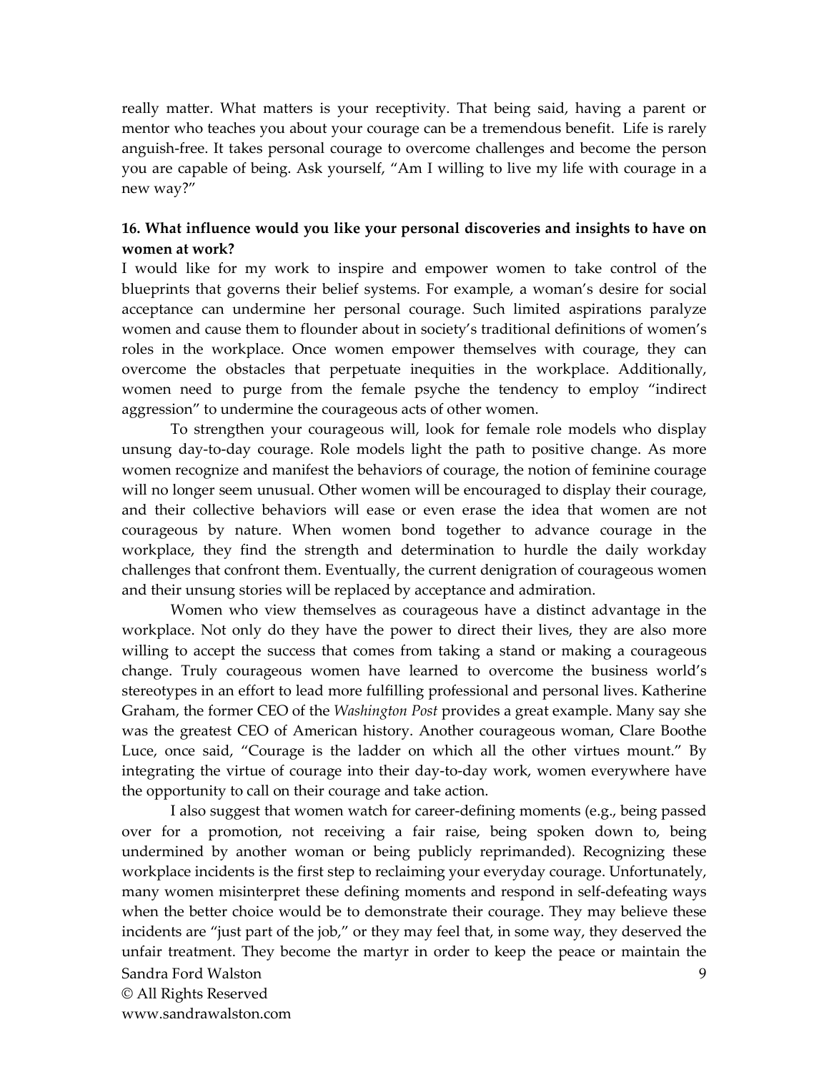really matter. What matters is your receptivity. That being said, having a parent or mentor who teaches you about your courage can be a tremendous benefit. Life is rarely anguish-free. It takes personal courage to overcome challenges and become the person you are capable of being. Ask yourself, "Am I willing to live my life with courage in a new way?"

**16. What influence would you like your personal discoveries and insights to have on women at work?**

I would like for my work to inspire and empower women to take control of the blueprints that governs their belief systems. For example, a woman's desire for social acceptance can undermine her personal courage. Such limited aspirations paralyze women and cause them to flounder about in society's traditional definitions of women's roles in the workplace. Once women empower themselves with courage, they can overcome the obstacles that perpetuate inequities in the workplace. Additionally, women need to purge from the female psyche the tendency to employ "indirect aggression" to undermine the courageous acts of other women.

To strengthen your courageous will, look for female role models who display unsung day-to-day courage. Role models light the path to positive change. As more women recognize and manifest the behaviors of courage, the notion of feminine courage will no longer seem unusual. Other women will be encouraged to display their courage, and their collective behaviors will ease or even erase the idea that women are not courageous by nature. When women bond together to advance courage in the workplace, they find the strength and determination to hurdle the daily workday challenges that confront them. Eventually, the current denigration of courageous women and their unsung stories will be replaced by acceptance and admiration.

Women who view themselves as courageous have a distinct advantage in the workplace. Not only do they have the power to direct their lives, they are also more willing to accept the success that comes from taking a stand or making a courageous change. Truly courageous women have learned to overcome the business world's stereotypes in an effort to lead more fulfilling professional and personal lives. Katherine Graham, the former CEO of the *Washington Post* provides a great example. Many say she was the greatest CEO of American history. Another courageous woman, Clare Boothe Luce, once said, "Courage is the ladder on which all the other virtues mount." By integrating the virtue of courage into their day-to-day work, women everywhere have the opportunity to call on their courage and take action.

I also suggest that women watch for career-defining moments (e.g., being passed over for a promotion, not receiving a fair raise, being spoken down to, being undermined by another woman or being publicly reprimanded). Recognizing these workplace incidents is the first step to reclaiming your everyday courage. Unfortunately, many women misinterpret these defining moments and respond in self-defeating ways when the better choice would be to demonstrate their courage. They may believe these incidents are "just part of the job," or they may feel that, in some way, they deserved the unfair treatment. They become the martyr in order to keep the peace or maintain the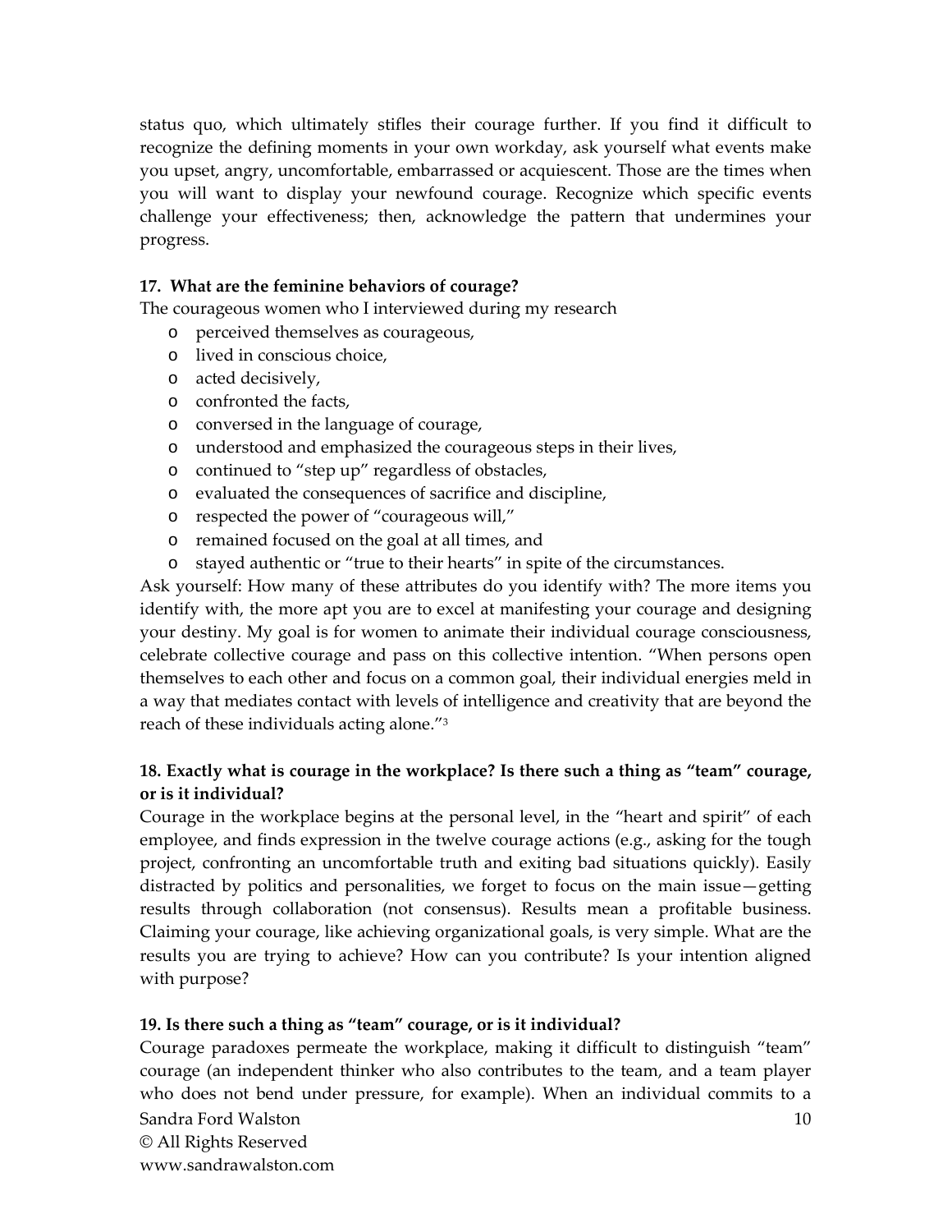status quo, which ultimately stifles their courage further. If you find it difficult to recognize the defining moments in your own workday, ask yourself what events make you upset, angry, uncomfortable, embarrassed or acquiescent. Those are the times when you will want to display your newfound courage. Recognize which specific events challenge your effectiveness; then, acknowledge the pattern that undermines your progress.

**17. What are the feminine behaviors of courage?**

The courageous women who I interviewed during my research

- perceived themselves as courageous,
- lived in conscious choice,
- acted decisively,
- confronted the facts,
- conversed in the language of courage,
- understood and emphasized the courageous steps in their lives,
- continued to "step up" regardless of obstacles,
- evaluated the consequences of sacrifice and discipline,
- respected the power of "courageous will,"
- remained focused on the goal at all times, and
- stayed authentic or "true to their hearts" in spite of the circumstances.

Ask yourself: How many of these attributes do you identify with? The more items you identify with, the more apt you are to excel at manifesting your courage and designing your destiny. My goal is for women to animate their individual courage consciousness, celebrate collective courage and pass on this collective intention. "When persons open themselves to each other and focus on a common goal, their individual energies meld in a way that mediates contact with levels of intelligence and creativity that are beyond the reach of these individuals acting alone."[3]

**18. Exactly what is courage in the workplace? Is there such a thing as "team" courage, or is it individual?**

Courage in the workplace begins at the personal level, in the "heart and spirit" of each employee, and finds expression in the twelve courage actions (e.g., asking for the tough project, confronting an uncomfortable truth and exiting bad situations quickly). Easily distracted by politics and personalities, we forget to focus on the main issue—getting results through collaboration (not consensus). Results mean a profitable business. Claiming your courage, like achieving organizational goals, is very simple. What are the results you are trying to achieve? How can you contribute? Is your intention aligned with purpose?

**19. Is there such a thing as "team" courage, or is it individual?**

Courage paradoxes permeate the workplace, making it difficult to distinguish "team" courage (an independent thinker who also contributes to the team, and a team player who does not bend under pressure, for example). When an individual commits to a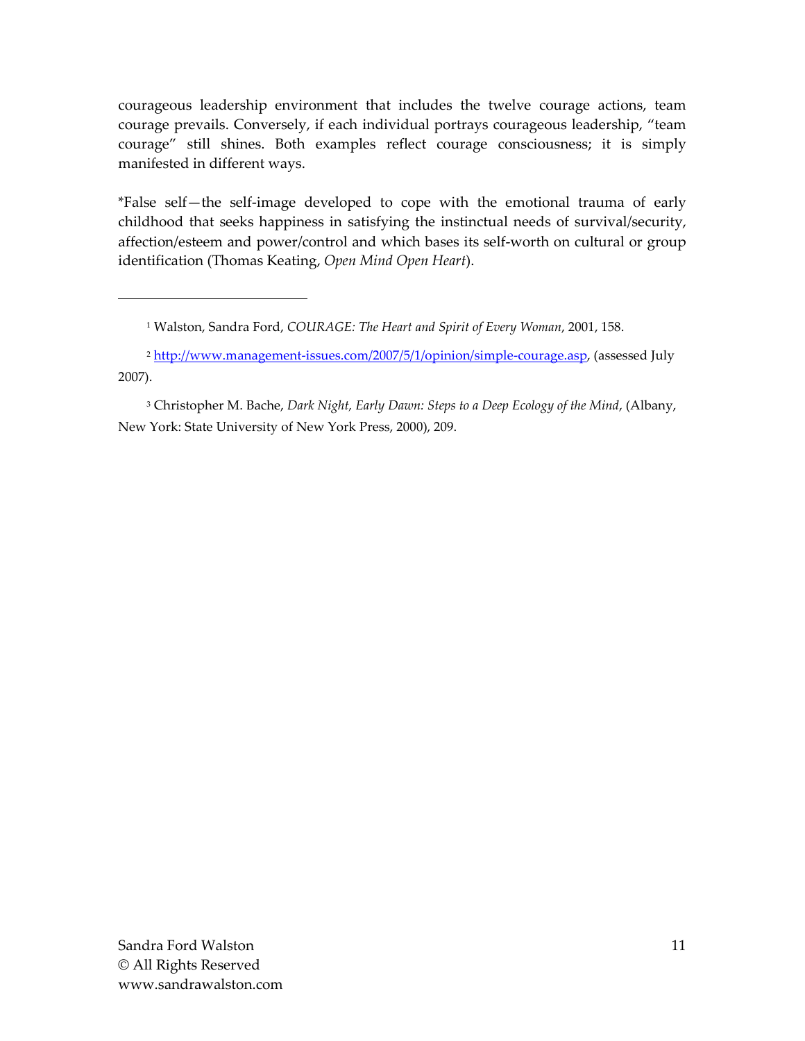courageous leadership environment that includes the twelve courage actions, team courage prevails. Conversely, if each individual portrays courageous leadership, "team courage" still shines. Both examples reflect courage consciousness; it is simply manifested in different ways.

*False self—the self-image developed to cope with the emotional trauma of early childhood that seeks happiness in satisfying the instinctual needs of survival/security, affection/esteem and power/control and which bases its self-worth on cultural or group identification (Thomas Keating, *Open Mind Open Heart*).

---

[1] Walston, Sandra Ford, *COURAGE: The Heart and Spirit of Every Woman*, 2001, 158.

[2] http://www.management-issues.com/2007/5/1/opinion/simple-courage.asp, (assessed July 2007).

[3] Christopher M. Bache, *Dark Night, Early Dawn: Steps to a Deep Ecology of the Mind*, (Albany, New York: State University of New York Press, 2000), 209.